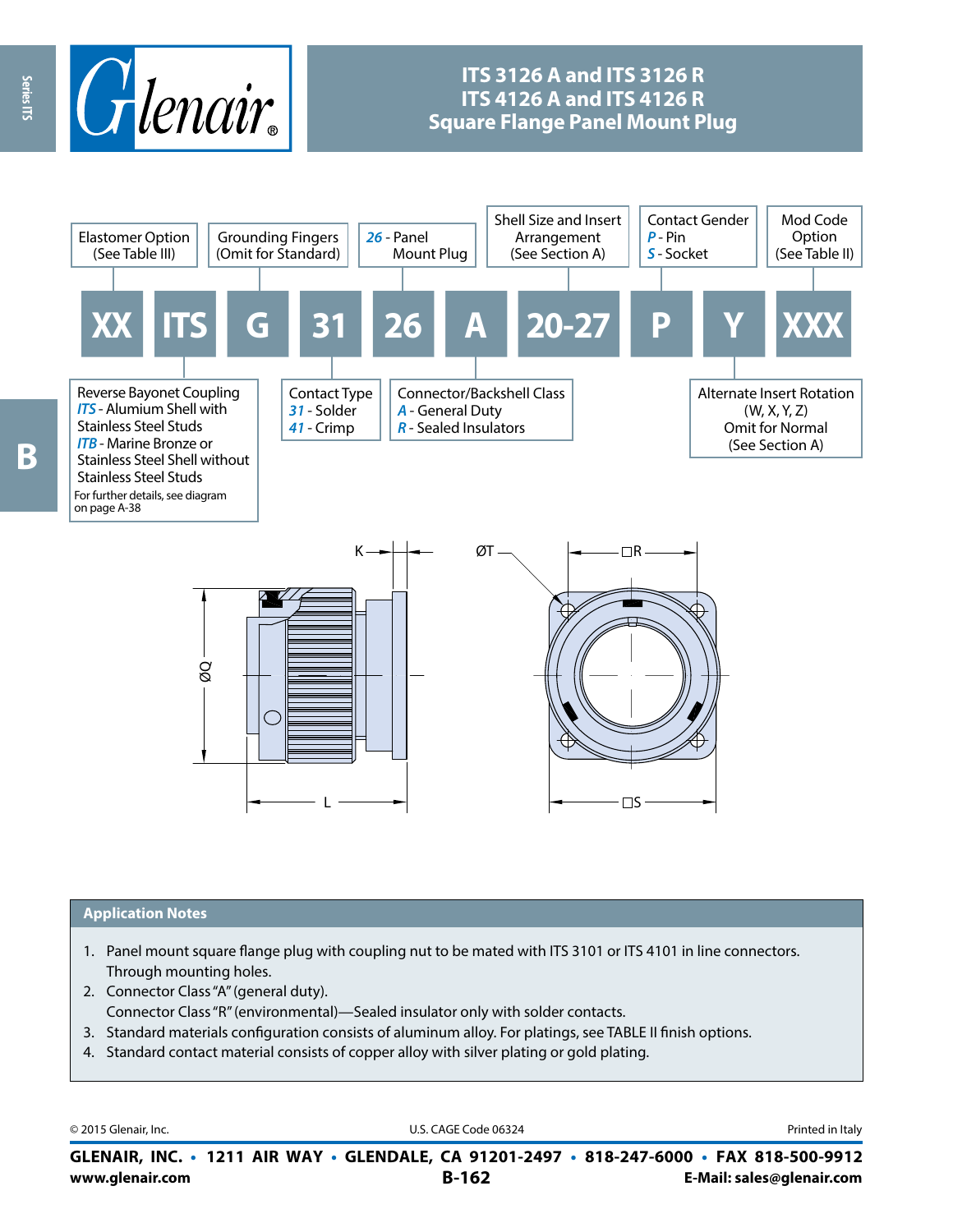# ITS 3126 A and ITS 3126 R
# ITS 4126 A and ITS 4126 R
# Square Flange Panel Mount Plug

| XX | ITS | G | 31 | 26 | A | 20-27 | P | Y | XXX |
|---|---|---|---|---|---|---|---|---|---|

- **XX** – Elastomer Option (See Table III)
- **ITS** – Reverse Bayonet Coupling
  - *ITS* - Alumium Shell with Stainless Steel Studs
  - *ITB* - Marine Bronze or Stainless Steel Shell without Stainless Steel Studs
  - For further details, see diagram on page A-38
- **G** – Grounding Fingers (Omit for Standard)
- **31** – Contact Type
  - *31* - Solder
  - *41* - Crimp
- **26** – *26* - Panel Mount Plug
- **A** – Connector/Backshell Class
  - *A* - General Duty
  - *R* - Sealed Insulators
- **20-27** – Shell Size and Insert Arrangement (See Section A)
- **P** – Contact Gender
  - *P* - Pin
  - *S* - Socket
- **Y** – Alternate Insert Rotation (W, X, Y, Z) Omit for Normal (See Section A)
- **XXX** – Mod Code Option (See Table II)

K, ØQ, L, ØT, □R, □S

## Application Notes

1. Panel mount square flange plug with coupling nut to be mated with ITS 3101 or ITS 4101 in line connectors. Through mounting holes.
2. Connector Class "A" (general duty).
   Connector Class "R" (environmental)—Sealed insulator only with solder contacts.
3. Standard materials configuration consists of aluminum alloy. For platings, see TABLE II finish options.
4. Standard contact material consists of copper alloy with silver plating or gold plating.

© 2015 Glenair, Inc. U.S. CAGE Code 06324 Printed in Italy

**GLENAIR, INC. • 1211 AIR WAY • GLENDALE, CA 91201-2497 • 818-247-6000 • FAX 818-500-9912**
**www.glenair.com** **B-162** **E-Mail: sales@glenair.com**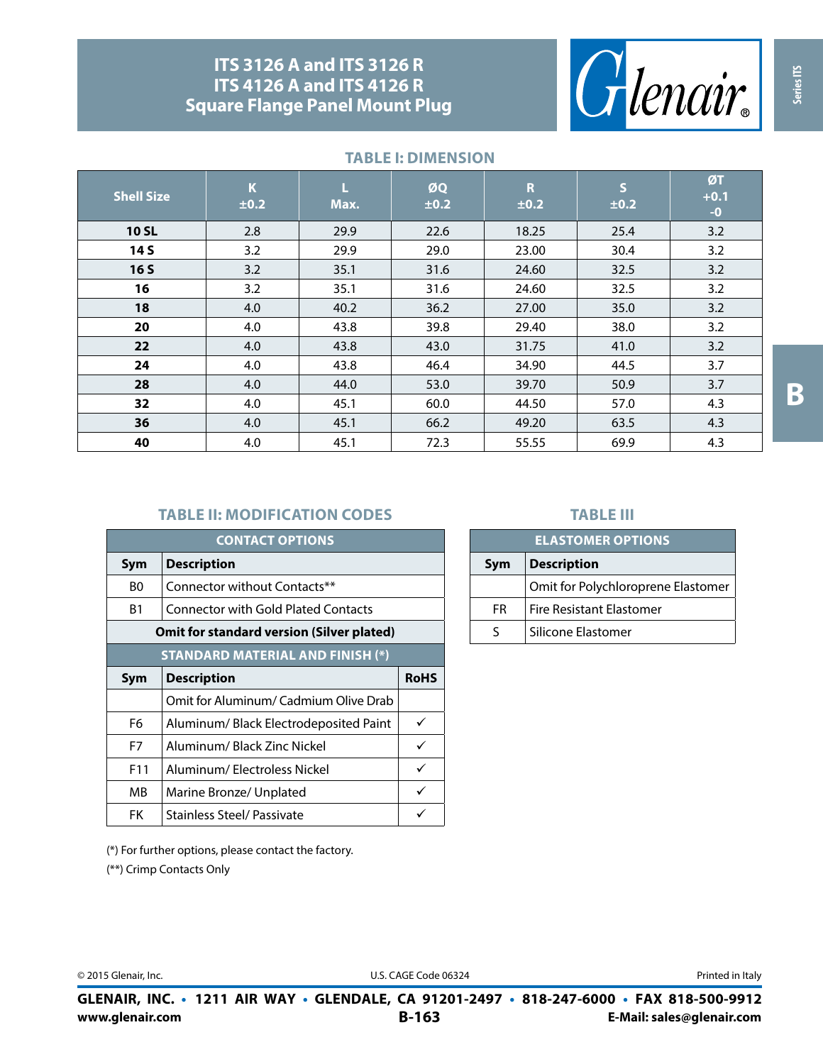# ITS 3126 A and ITS 3126 R
# ITS 4126 A and ITS 4126 R
# Square Flange Panel Mount Plug

## TABLE I: DIMENSION

| Shell Size | K ±0.2 | L Max. | ØQ ±0.2 | R ±0.2 | S ±0.2 | ØT +0.1 -0 |
|---|---|---|---|---|---|---|
| **10 SL** | 2.8 | 29.9 | 22.6 | 18.25 | 25.4 | 3.2 |
| **14 S** | 3.2 | 29.9 | 29.0 | 23.00 | 30.4 | 3.2 |
| **16 S** | 3.2 | 35.1 | 31.6 | 24.60 | 32.5 | 3.2 |
| **16** | 3.2 | 35.1 | 31.6 | 24.60 | 32.5 | 3.2 |
| **18** | 4.0 | 40.2 | 36.2 | 27.00 | 35.0 | 3.2 |
| **20** | 4.0 | 43.8 | 39.8 | 29.40 | 38.0 | 3.2 |
| **22** | 4.0 | 43.8 | 43.0 | 31.75 | 41.0 | 3.2 |
| **24** | 4.0 | 43.8 | 46.4 | 34.90 | 44.5 | 3.7 |
| **28** | 4.0 | 44.0 | 53.0 | 39.70 | 50.9 | 3.7 |
| **32** | 4.0 | 45.1 | 60.0 | 44.50 | 57.0 | 4.3 |
| **36** | 4.0 | 45.1 | 66.2 | 49.20 | 63.5 | 4.3 |
| **40** | 4.0 | 45.1 | 72.3 | 55.55 | 69.9 | 4.3 |

## TABLE II: MODIFICATION CODES

| CONTACT OPTIONS | | |
|---|---|---|
| **Sym** | **Description** | |
| B0 | Connector without Contacts** | |
| B1 | Connector with Gold Plated Contacts | |
| **Omit for standard version (Silver plated)** | | |
| **STANDARD MATERIAL AND FINISH (*)** | | |
| **Sym** | **Description** | **RoHS** |
| | Omit for Aluminum/ Cadmium Olive Drab | |
| F6 | Aluminum/ Black Electrodeposited Paint | ✓ |
| F7 | Aluminum/ Black Zinc Nickel | ✓ |
| F11 | Aluminum/ Electroless Nickel | ✓ |
| MB | Marine Bronze/ Unplated | ✓ |
| FK | Stainless Steel/ Passivate | ✓ |

(*) For further options, please contact the factory.

(**) Crimp Contacts Only

## TABLE III

| ELASTOMER OPTIONS | |
|---|---|
| **Sym** | **Description** |
| | Omit for Polychloroprene Elastomer |
| FR | Fire Resistant Elastomer |
| S | Silicone Elastomer |